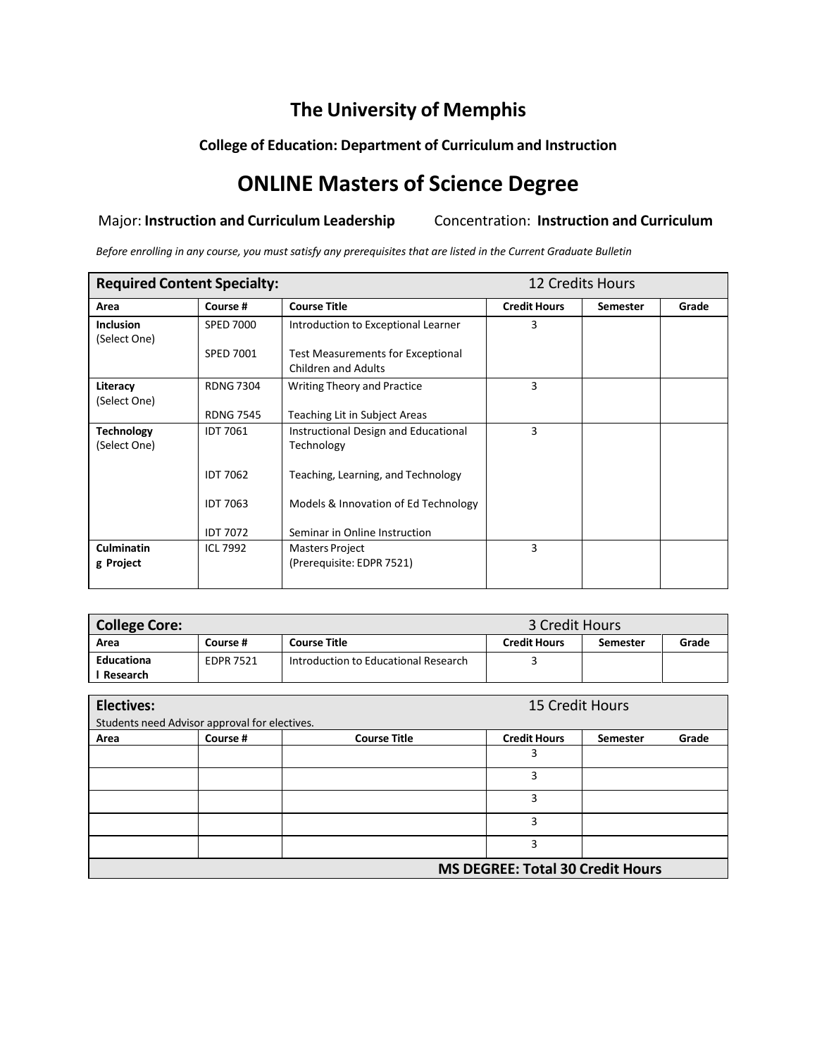# The University of Memphis

### College of Education: Department of Curriculum and Instruction

## ONLINE Masters of Science Degree

Major: **Instruction and Curriculum Leadership** Concentration: **Instruction and Curriculum**

*Before enrolling in any course, you must satisfy any prerequisites that are listed in the Current Graduate Bulletin*

| **Required Content Specialty:** | | | 12 Credits Hours | | |
|---|---|---|---|---|---|
| **Area** | **Course #** | **Course Title** | **Credit Hours** | **Semester** | **Grade** |
| **Inclusion** (Select One) | SPED 7000<br>SPED 7001 | Introduction to Exceptional Learner<br>Test Measurements for Exceptional Children and Adults | 3 | | |
| **Literacy** (Select One) | RDNG 7304<br>RDNG 7545 | Writing Theory and Practice<br>Teaching Lit in Subject Areas | 3 | | |
| **Technology** (Select One) | IDT 7061<br>IDT 7062<br>IDT 7063<br>IDT 7072 | Instructional Design and Educational Technology<br>Teaching, Learning, and Technology<br>Models & Innovation of Ed Technology<br>Seminar in Online Instruction | 3 | | |
| **Culminating Project** | ICL 7992 | Masters Project (Prerequisite: EDPR 7521) | 3 | | |

| **College Core:** | | | 3 Credit Hours | | |
|---|---|---|---|---|---|
| **Area** | **Course #** | **Course Title** | **Credit Hours** | **Semester** | **Grade** |
| **Educational Research** | EDPR 7521 | Introduction to Educational Research | 3 | | |

| **Electives:** Students need Advisor approval for electives. | | | 15 Credit Hours | | |
|---|---|---|---|---|---|
| **Area** | **Course #** | **Course Title** | **Credit Hours** | **Semester** | **Grade** |
| | | | 3 | | |
| | | | 3 | | |
| | | | 3 | | |
| | | | 3 | | |
| | | | 3 | | |
| | | | **MS DEGREE: Total 30 Credit Hours** | | |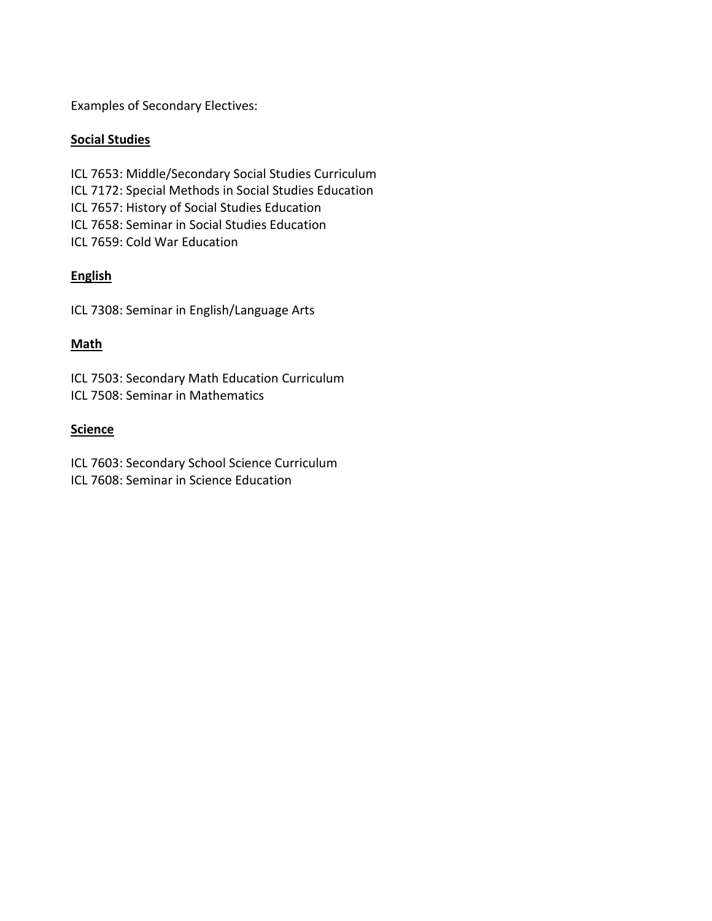Examples of Secondary Electives:

**Social Studies**

ICL 7653: Middle/Secondary Social Studies Curriculum
ICL 7172: Special Methods in Social Studies Education
ICL 7657: History of Social Studies Education
ICL 7658: Seminar in Social Studies Education
ICL 7659: Cold War Education

**English**

ICL 7308: Seminar in English/Language Arts

**Math**

ICL 7503: Secondary Math Education Curriculum
ICL 7508: Seminar in Mathematics

**Science**

ICL 7603: Secondary School Science Curriculum
ICL 7608: Seminar in Science Education